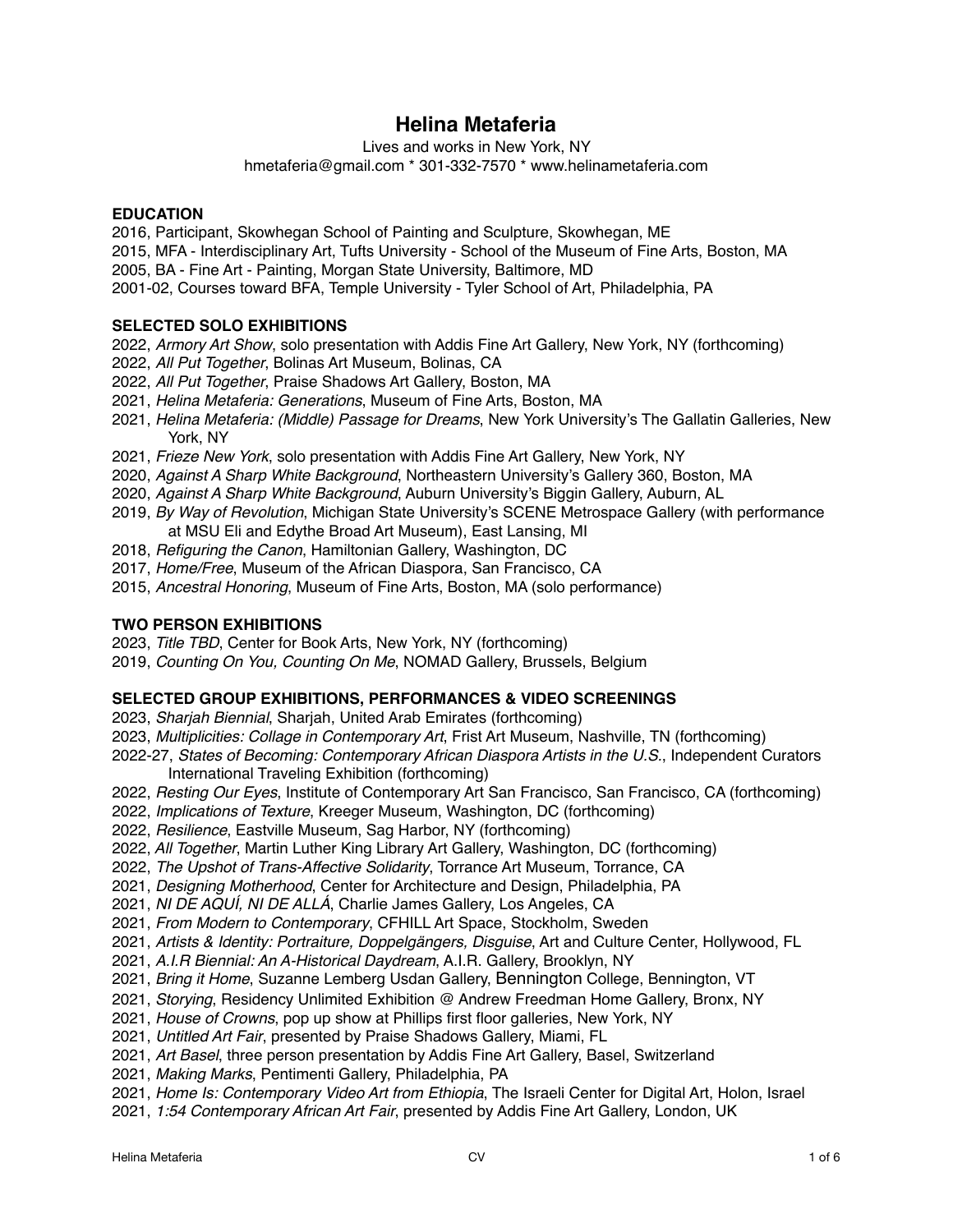# Helina Metaferia

Lives and works in New York, NY

hmetaferia@gmail.com * 301-332-7570 * www.helinametaferia.com

## EDUCATION

2016, Participant, Skowhegan School of Painting and Sculpture, Skowhegan, ME
2015, MFA - Interdisciplinary Art, Tufts University - School of the Museum of Fine Arts, Boston, MA
2005, BA - Fine Art - Painting, Morgan State University, Baltimore, MD
2001-02, Courses toward BFA, Temple University - Tyler School of Art, Philadelphia, PA

## SELECTED SOLO EXHIBITIONS

2022, *Armory Art Show*, solo presentation with Addis Fine Art Gallery, New York, NY (forthcoming)
2022, *All Put Together*, Bolinas Art Museum, Bolinas, CA
2022, *All Put Together*, Praise Shadows Art Gallery, Boston, MA
2021, *Helina Metaferia: Generations*, Museum of Fine Arts, Boston, MA
2021, *Helina Metaferia: (Middle) Passage for Dreams*, New York University's The Gallatin Galleries, New York, NY
2021, *Frieze New York*, solo presentation with Addis Fine Art Gallery, New York, NY
2020, *Against A Sharp White Background*, Northeastern University's Gallery 360, Boston, MA
2020, *Against A Sharp White Background*, Auburn University's Biggin Gallery, Auburn, AL
2019, *By Way of Revolution*, Michigan State University's SCENE Metrospace Gallery (with performance at MSU Eli and Edythe Broad Art Museum), East Lansing, MI
2018, *Refiguring the Canon*, Hamiltonian Gallery, Washington, DC
2017, *Home/Free*, Museum of the African Diaspora, San Francisco, CA
2015, *Ancestral Honoring*, Museum of Fine Arts, Boston, MA (solo performance)

## TWO PERSON EXHIBITIONS

2023, *Title TBD*, Center for Book Arts, New York, NY (forthcoming)
2019, *Counting On You, Counting On Me*, NOMAD Gallery, Brussels, Belgium

## SELECTED GROUP EXHIBITIONS, PERFORMANCES & VIDEO SCREENINGS

2023, *Sharjah Biennial*, Sharjah, United Arab Emirates (forthcoming)
2023, *Multiplicities: Collage in Contemporary Art*, Frist Art Museum, Nashville, TN (forthcoming)
2022-27, *States of Becoming: Contemporary African Diaspora Artists in the U.S.*, Independent Curators International Traveling Exhibition (forthcoming)
2022, *Resting Our Eyes*, Institute of Contemporary Art San Francisco, San Francisco, CA (forthcoming)
2022, *Implications of Texture*, Kreeger Museum, Washington, DC (forthcoming)
2022, *Resilience*, Eastville Museum, Sag Harbor, NY (forthcoming)
2022, *All Together*, Martin Luther King Library Art Gallery, Washington, DC (forthcoming)
2022, *The Upshot of Trans-Affective Solidarity*, Torrance Art Museum, Torrance, CA
2021, *Designing Motherhood*, Center for Architecture and Design, Philadelphia, PA
2021, *NI DE AQUÍ, NI DE ALLÁ*, Charlie James Gallery, Los Angeles, CA
2021, *From Modern to Contemporary*, CFHILL Art Space, Stockholm, Sweden
2021, *Artists & Identity: Portraiture, Doppelgängers, Disguise*, Art and Culture Center, Hollywood, FL
2021, *A.I.R Biennial: An A-Historical Daydream*, A.I.R. Gallery, Brooklyn, NY
2021, *Bring it Home*, Suzanne Lemberg Usdan Gallery, Bennington College, Bennington, VT
2021, *Storying*, Residency Unlimited Exhibition @ Andrew Freedman Home Gallery, Bronx, NY
2021, *House of Crowns*, pop up show at Phillips first floor galleries, New York, NY
2021, *Untitled Art Fair*, presented by Praise Shadows Gallery, Miami, FL
2021, *Art Basel*, three person presentation by Addis Fine Art Gallery, Basel, Switzerland
2021, *Making Marks*, Pentimenti Gallery, Philadelphia, PA
2021, *Home Is: Contemporary Video Art from Ethiopia*, The Israeli Center for Digital Art, Holon, Israel
2021, *1:54 Contemporary African Art Fair*, presented by Addis Fine Art Gallery, London, UK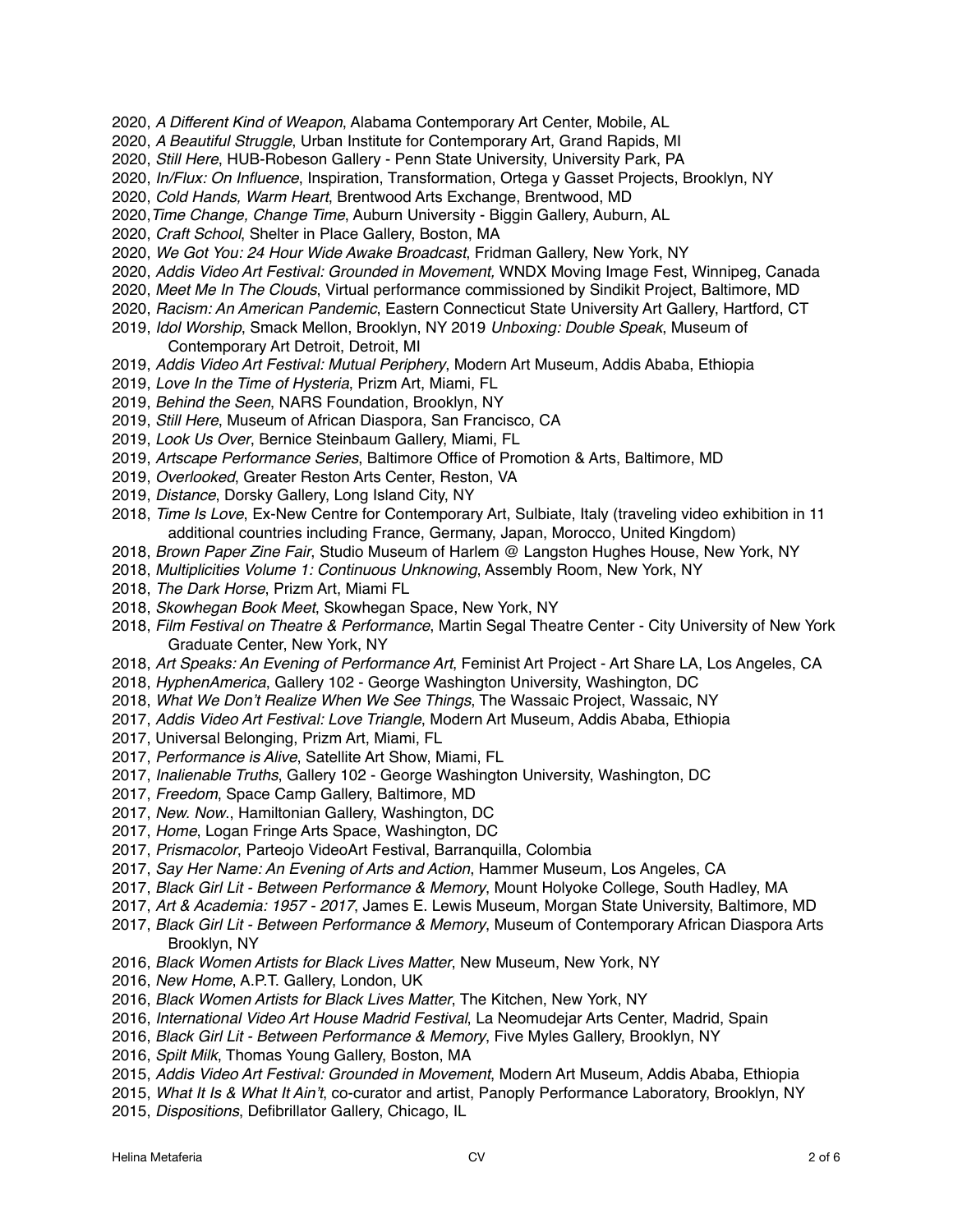2020, *A Different Kind of Weapon*, Alabama Contemporary Art Center, Mobile, AL
2020, *A Beautiful Struggle*, Urban Institute for Contemporary Art, Grand Rapids, MI
2020, *Still Here*, HUB-Robeson Gallery - Penn State University, University Park, PA
2020, *In/Flux: On Influence*, Inspiration, Transformation, Ortega y Gasset Projects, Brooklyn, NY
2020, *Cold Hands, Warm Heart*, Brentwood Arts Exchange, Brentwood, MD
2020,*Time Change, Change Time*, Auburn University - Biggin Gallery, Auburn, AL
2020, *Craft School*, Shelter in Place Gallery, Boston, MA
2020, *We Got You: 24 Hour Wide Awake Broadcast*, Fridman Gallery, New York, NY
2020, *Addis Video Art Festival: Grounded in Movement,* WNDX Moving Image Fest, Winnipeg, Canada
2020, *Meet Me In The Clouds*, Virtual performance commissioned by Sindikit Project, Baltimore, MD
2020, *Racism: An American Pandemic*, Eastern Connecticut State University Art Gallery, Hartford, CT
2019, *Idol Worship*, Smack Mellon, Brooklyn, NY 2019 *Unboxing: Double Speak*, Museum of Contemporary Art Detroit, Detroit, MI
2019, *Addis Video Art Festival: Mutual Periphery*, Modern Art Museum, Addis Ababa, Ethiopia
2019, *Love In the Time of Hysteria*, Prizm Art, Miami, FL
2019, *Behind the Seen*, NARS Foundation, Brooklyn, NY
2019, *Still Here*, Museum of African Diaspora, San Francisco, CA
2019, *Look Us Over*, Bernice Steinbaum Gallery, Miami, FL
2019, *Artscape Performance Series*, Baltimore Office of Promotion & Arts, Baltimore, MD
2019, *Overlooked*, Greater Reston Arts Center, Reston, VA
2019, *Distance*, Dorsky Gallery, Long Island City, NY
2018, *Time Is Love*, Ex-New Centre for Contemporary Art, Sulbiate, Italy (traveling video exhibition in 11 additional countries including France, Germany, Japan, Morocco, United Kingdom)
2018, *Brown Paper Zine Fair*, Studio Museum of Harlem @ Langston Hughes House, New York, NY
2018, *Multiplicities Volume 1: Continuous Unknowing*, Assembly Room, New York, NY
2018, *The Dark Horse*, Prizm Art, Miami FL
2018, *Skowhegan Book Meet*, Skowhegan Space, New York, NY
2018, *Film Festival on Theatre & Performance*, Martin Segal Theatre Center - City University of New York Graduate Center, New York, NY
2018, *Art Speaks: An Evening of Performance Art*, Feminist Art Project - Art Share LA, Los Angeles, CA
2018, *HyphenAmerica*, Gallery 102 - George Washington University, Washington, DC
2018, *What We Don't Realize When We See Things*, The Wassaic Project, Wassaic, NY
2017, *Addis Video Art Festival: Love Triangle*, Modern Art Museum, Addis Ababa, Ethiopia
2017, Universal Belonging, Prizm Art, Miami, FL
2017, *Performance is Alive*, Satellite Art Show, Miami, FL
2017, *Inalienable Truths*, Gallery 102 - George Washington University, Washington, DC
2017, *Freedom*, Space Camp Gallery, Baltimore, MD
2017, *New. Now.*, Hamiltonian Gallery, Washington, DC
2017, *Home*, Logan Fringe Arts Space, Washington, DC
2017, *Prismacolor*, Parteojo VideoArt Festival, Barranquilla, Colombia
2017, *Say Her Name: An Evening of Arts and Action*, Hammer Museum, Los Angeles, CA
2017, *Black Girl Lit - Between Performance & Memory*, Mount Holyoke College, South Hadley, MA
2017, *Art & Academia: 1957 - 2017*, James E. Lewis Museum, Morgan State University, Baltimore, MD
2017, *Black Girl Lit - Between Performance & Memory*, Museum of Contemporary African Diaspora Arts Brooklyn, NY
2016, *Black Women Artists for Black Lives Matter*, New Museum, New York, NY
2016, *New Home*, A.P.T. Gallery, London, UK
2016, *Black Women Artists for Black Lives Matter*, The Kitchen, New York, NY
2016, *International Video Art House Madrid Festival*, La Neomudejar Arts Center, Madrid, Spain
2016, *Black Girl Lit - Between Performance & Memory*, Five Myles Gallery, Brooklyn, NY
2016, *Spilt Milk*, Thomas Young Gallery, Boston, MA
2015, *Addis Video Art Festival: Grounded in Movement*, Modern Art Museum, Addis Ababa, Ethiopia
2015, *What It Is & What It Ain't*, co-curator and artist, Panoply Performance Laboratory, Brooklyn, NY
2015, *Dispositions*, Defibrillator Gallery, Chicago, IL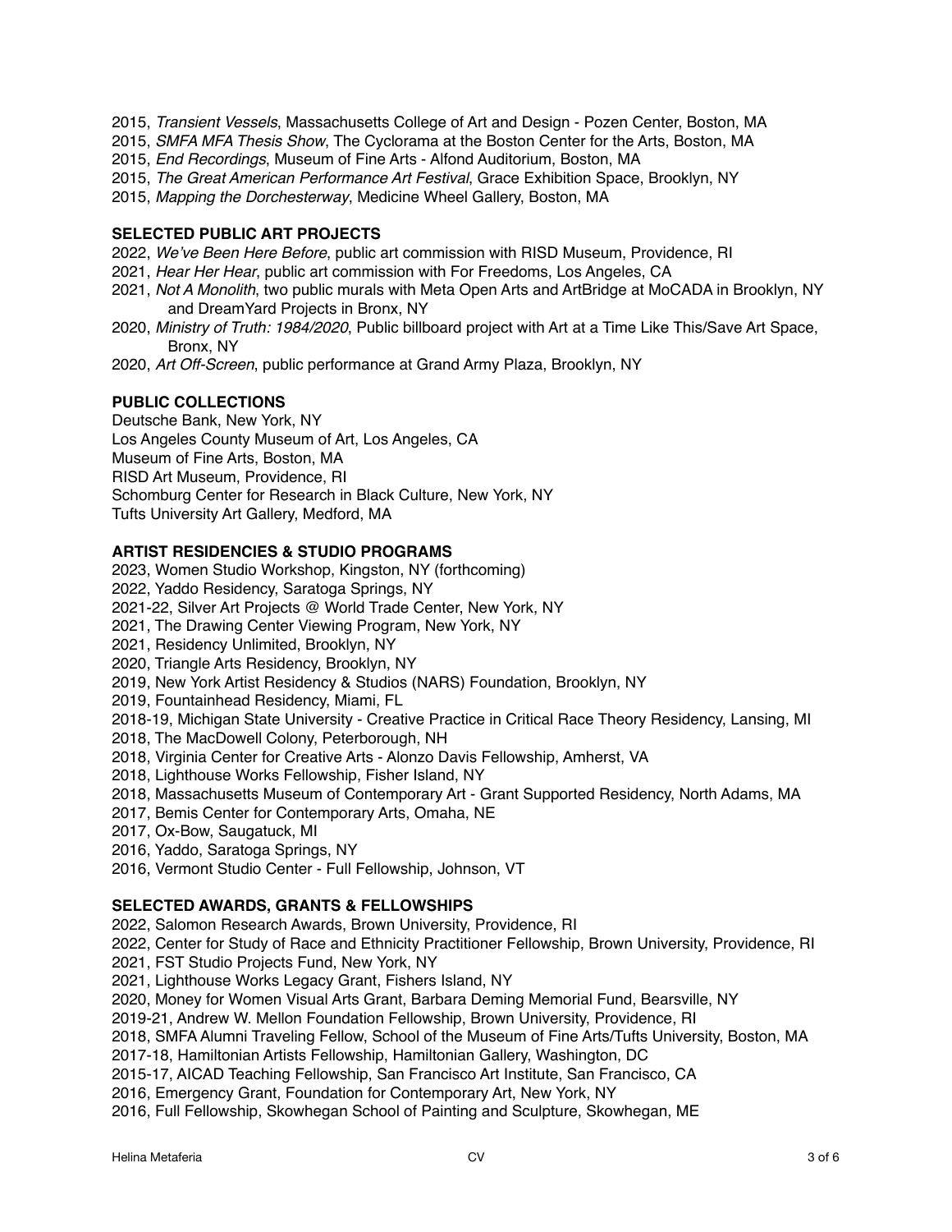2015, *Transient Vessels*, Massachusetts College of Art and Design - Pozen Center, Boston, MA
2015, *SMFA MFA Thesis Show*, The Cyclorama at the Boston Center for the Arts, Boston, MA
2015, *End Recordings*, Museum of Fine Arts - Alfond Auditorium, Boston, MA
2015, *The Great American Performance Art Festival*, Grace Exhibition Space, Brooklyn, NY
2015, *Mapping the Dorchesterway*, Medicine Wheel Gallery, Boston, MA

**SELECTED PUBLIC ART PROJECTS**

2022, *We've Been Here Before*, public art commission with RISD Museum, Providence, RI
2021, *Hear Her Hear*, public art commission with For Freedoms, Los Angeles, CA
2021, *Not A Monolith*, two public murals with Meta Open Arts and ArtBridge at MoCADA in Brooklyn, NY and DreamYard Projects in Bronx, NY
2020, *Ministry of Truth: 1984/2020*, Public billboard project with Art at a Time Like This/Save Art Space, Bronx, NY
2020, *Art Off-Screen*, public performance at Grand Army Plaza, Brooklyn, NY

**PUBLIC COLLECTIONS**

Deutsche Bank, New York, NY
Los Angeles County Museum of Art, Los Angeles, CA
Museum of Fine Arts, Boston, MA
RISD Art Museum, Providence, RI
Schomburg Center for Research in Black Culture, New York, NY
Tufts University Art Gallery, Medford, MA

**ARTIST RESIDENCIES & STUDIO PROGRAMS**

2023, Women Studio Workshop, Kingston, NY (forthcoming)
2022, Yaddo Residency, Saratoga Springs, NY
2021-22, Silver Art Projects @ World Trade Center, New York, NY
2021, The Drawing Center Viewing Program, New York, NY
2021, Residency Unlimited, Brooklyn, NY
2020, Triangle Arts Residency, Brooklyn, NY
2019, New York Artist Residency & Studios (NARS) Foundation, Brooklyn, NY
2019, Fountainhead Residency, Miami, FL
2018-19, Michigan State University - Creative Practice in Critical Race Theory Residency, Lansing, MI
2018, The MacDowell Colony, Peterborough, NH
2018, Virginia Center for Creative Arts - Alonzo Davis Fellowship, Amherst, VA
2018, Lighthouse Works Fellowship, Fisher Island, NY
2018, Massachusetts Museum of Contemporary Art - Grant Supported Residency, North Adams, MA
2017, Bemis Center for Contemporary Arts, Omaha, NE
2017, Ox-Bow, Saugatuck, MI
2016, Yaddo, Saratoga Springs, NY
2016, Vermont Studio Center - Full Fellowship, Johnson, VT

**SELECTED AWARDS, GRANTS & FELLOWSHIPS**

2022, Salomon Research Awards, Brown University, Providence, RI
2022, Center for Study of Race and Ethnicity Practitioner Fellowship, Brown University, Providence, RI
2021, FST Studio Projects Fund, New York, NY
2021, Lighthouse Works Legacy Grant, Fishers Island, NY
2020, Money for Women Visual Arts Grant, Barbara Deming Memorial Fund, Bearsville, NY
2019-21, Andrew W. Mellon Foundation Fellowship, Brown University, Providence, RI
2018, SMFA Alumni Traveling Fellow, School of the Museum of Fine Arts/Tufts University, Boston, MA
2017-18, Hamiltonian Artists Fellowship, Hamiltonian Gallery, Washington, DC
2015-17, AICAD Teaching Fellowship, San Francisco Art Institute, San Francisco, CA
2016, Emergency Grant, Foundation for Contemporary Art, New York, NY
2016, Full Fellowship, Skowhegan School of Painting and Sculpture, Skowhegan, ME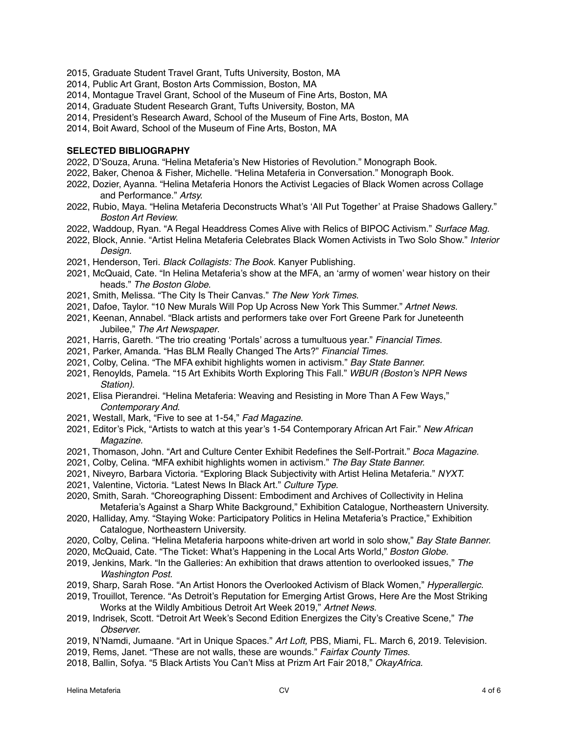2015, Graduate Student Travel Grant, Tufts University, Boston, MA
2014, Public Art Grant, Boston Arts Commission, Boston, MA
2014, Montague Travel Grant, School of the Museum of Fine Arts, Boston, MA
2014, Graduate Student Research Grant, Tufts University, Boston, MA
2014, President's Research Award, School of the Museum of Fine Arts, Boston, MA
2014, Boit Award, School of the Museum of Fine Arts, Boston, MA

**SELECTED BIBLIOGRAPHY**

2022, D'Souza, Aruna. "Helina Metaferia's New Histories of Revolution." Monograph Book.
2022, Baker, Chenoa & Fisher, Michelle. "Helina Metaferia in Conversation." Monograph Book.
2022, Dozier, Ayanna. "Helina Metaferia Honors the Activist Legacies of Black Women across Collage and Performance." *Artsy.*
2022, Rubio, Maya. "Helina Metaferia Deconstructs What's 'All Put Together' at Praise Shadows Gallery." *Boston Art Review.*
2022, Waddoup, Ryan. "A Regal Headdress Comes Alive with Relics of BIPOC Activism." *Surface Mag.*
2022, Block, Annie. "Artist Helina Metaferia Celebrates Black Women Activists in Two Solo Show." *Interior Design.*
2021, Henderson, Teri. *Black Collagists: The Book.* Kanyer Publishing.
2021, McQuaid, Cate. "In Helina Metaferia's show at the MFA, an 'army of women' wear history on their heads." *The Boston Globe*.
2021, Smith, Melissa. "The City Is Their Canvas." *The New York Times*.
2021, Dafoe, Taylor. "10 New Murals Will Pop Up Across New York This Summer." *Artnet News.*
2021, Keenan, Annabel. "Black artists and performers take over Fort Greene Park for Juneteenth Jubilee," *The Art Newspaper*.
2021, Harris, Gareth. "The trio creating 'Portals' across a tumultuous year." *Financial Times.*
2021, Parker, Amanda. "Has BLM Really Changed The Arts?" *Financial Times.*
2021, Colby, Celina. "The MFA exhibit highlights women in activism." *Bay State Banner.*
2021, Renoylds, Pamela. "15 Art Exhibits Worth Exploring This Fall." *WBUR (Boston's NPR News Station)*.
2021, Elisa Pierandrei. "Helina Metaferia: Weaving and Resisting in More Than A Few Ways," *Contemporary And*.
2021, Westall, Mark, "Five to see at 1-54," *Fad Magazine*.
2021, Editor's Pick, "Artists to watch at this year's 1-54 Contemporary African Art Fair." *New African Magazine.*
2021, Thomason, John. "Art and Culture Center Exhibit Redefines the Self-Portrait." *Boca Magazine.*
2021, Colby, Celina. "MFA exhibit highlights women in activism." *The Bay State Banner.*
2021, Niveyro, Barbara Victoria. "Exploring Black Subjectivity with Artist Helina Metaferia." *NYXT.*
2021, Valentine, Victoria. "Latest News In Black Art." *Culture Type*.
2020, Smith, Sarah. "Choreographing Dissent: Embodiment and Archives of Collectivity in Helina Metaferia's Against a Sharp White Background," Exhibition Catalogue, Northeastern University.
2020, Halliday, Amy. "Staying Woke: Participatory Politics in Helina Metaferia's Practice," Exhibition Catalogue, Northeastern University.
2020, Colby, Celina. "Helina Metaferia harpoons white-driven art world in solo show," *Bay State Banner.*
2020, McQuaid, Cate. "The Ticket: What's Happening in the Local Arts World," *Boston Globe.*
2019, Jenkins, Mark. "In the Galleries: An exhibition that draws attention to overlooked issues," *The Washington Post.*
2019, Sharp, Sarah Rose. "An Artist Honors the Overlooked Activism of Black Women," *Hyperallergic.*
2019, Trouillot, Terence. "As Detroit's Reputation for Emerging Artist Grows, Here Are the Most Striking Works at the Wildly Ambitious Detroit Art Week 2019," *Artnet News.*
2019, Indrisek, Scott. "Detroit Art Week's Second Edition Energizes the City's Creative Scene," *The Observer.*
2019, N'Namdi, Jumaane. "Art in Unique Spaces." *Art Loft,* PBS, Miami, FL. March 6, 2019. Television.
2019, Rems, Janet. "These are not walls, these are wounds." *Fairfax County Times.*
2018, Ballin, Sofya. "5 Black Artists You Can't Miss at Prizm Art Fair 2018," *OkayAfrica.*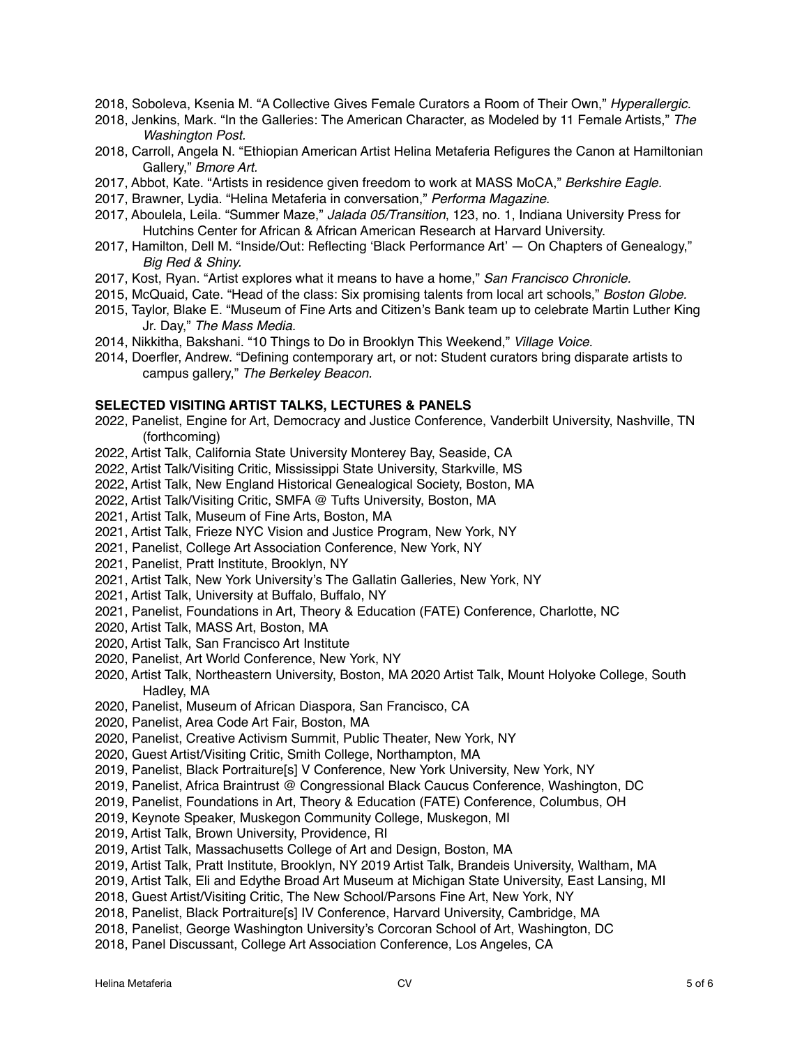2018, Soboleva, Ksenia M. "A Collective Gives Female Curators a Room of Their Own," *Hyperallergic.*

2018, Jenkins, Mark. "In the Galleries: The American Character, as Modeled by 11 Female Artists," *The Washington Post.*

2018, Carroll, Angela N. "Ethiopian American Artist Helina Metaferia Refigures the Canon at Hamiltonian Gallery," *Bmore Art.*

2017, Abbot, Kate. "Artists in residence given freedom to work at MASS MoCA," *Berkshire Eagle.*

2017, Brawner, Lydia. "Helina Metaferia in conversation," *Performa Magazine*.

2017, Aboulela, Leila. "Summer Maze," *Jalada 05/Transition*, 123, no. 1, Indiana University Press for Hutchins Center for African & African American Research at Harvard University.

2017, Hamilton, Dell M. "Inside/Out: Reflecting 'Black Performance Art' — On Chapters of Genealogy," *Big Red & Shiny.*

2017, Kost, Ryan. "Artist explores what it means to have a home," *San Francisco Chronicle.*

2015, McQuaid, Cate. "Head of the class: Six promising talents from local art schools," *Boston Globe.*

2015, Taylor, Blake E. "Museum of Fine Arts and Citizen's Bank team up to celebrate Martin Luther King Jr. Day," *The Mass Media.*

2014, Nikkitha, Bakshani. "10 Things to Do in Brooklyn This Weekend," *Village Voice.*

2014, Doerfler, Andrew. "Defining contemporary art, or not: Student curators bring disparate artists to campus gallery," *The Berkeley Beacon*.

**SELECTED VISITING ARTIST TALKS, LECTURES & PANELS**

2022, Panelist, Engine for Art, Democracy and Justice Conference, Vanderbilt University, Nashville, TN (forthcoming)

2022, Artist Talk, California State University Monterey Bay, Seaside, CA

2022, Artist Talk/Visiting Critic, Mississippi State University, Starkville, MS

2022, Artist Talk, New England Historical Genealogical Society, Boston, MA

2022, Artist Talk/Visiting Critic, SMFA @ Tufts University, Boston, MA

2021, Artist Talk, Museum of Fine Arts, Boston, MA

2021, Artist Talk, Frieze NYC Vision and Justice Program, New York, NY

2021, Panelist, College Art Association Conference, New York, NY

2021, Panelist, Pratt Institute, Brooklyn, NY

2021, Artist Talk, New York University's The Gallatin Galleries, New York, NY

2021, Artist Talk, University at Buffalo, Buffalo, NY

2021, Panelist, Foundations in Art, Theory & Education (FATE) Conference, Charlotte, NC

2020, Artist Talk, MASS Art, Boston, MA

2020, Artist Talk, San Francisco Art Institute

2020, Panelist, Art World Conference, New York, NY

2020, Artist Talk, Northeastern University, Boston, MA 2020 Artist Talk, Mount Holyoke College, South Hadley, MA

2020, Panelist, Museum of African Diaspora, San Francisco, CA

2020, Panelist, Area Code Art Fair, Boston, MA

2020, Panelist, Creative Activism Summit, Public Theater, New York, NY

2020, Guest Artist/Visiting Critic, Smith College, Northampton, MA

2019, Panelist, Black Portraiture[s] V Conference, New York University, New York, NY

2019, Panelist, Africa Braintrust @ Congressional Black Caucus Conference, Washington, DC

2019, Panelist, Foundations in Art, Theory & Education (FATE) Conference, Columbus, OH

2019, Keynote Speaker, Muskegon Community College, Muskegon, MI

2019, Artist Talk, Brown University, Providence, RI

2019, Artist Talk, Massachusetts College of Art and Design, Boston, MA

2019, Artist Talk, Pratt Institute, Brooklyn, NY 2019 Artist Talk, Brandeis University, Waltham, MA

2019, Artist Talk, Eli and Edythe Broad Art Museum at Michigan State University, East Lansing, MI

2018, Guest Artist/Visiting Critic, The New School/Parsons Fine Art, New York, NY

2018, Panelist, Black Portraiture[s] IV Conference, Harvard University, Cambridge, MA

2018, Panelist, George Washington University's Corcoran School of Art, Washington, DC

2018, Panel Discussant, College Art Association Conference, Los Angeles, CA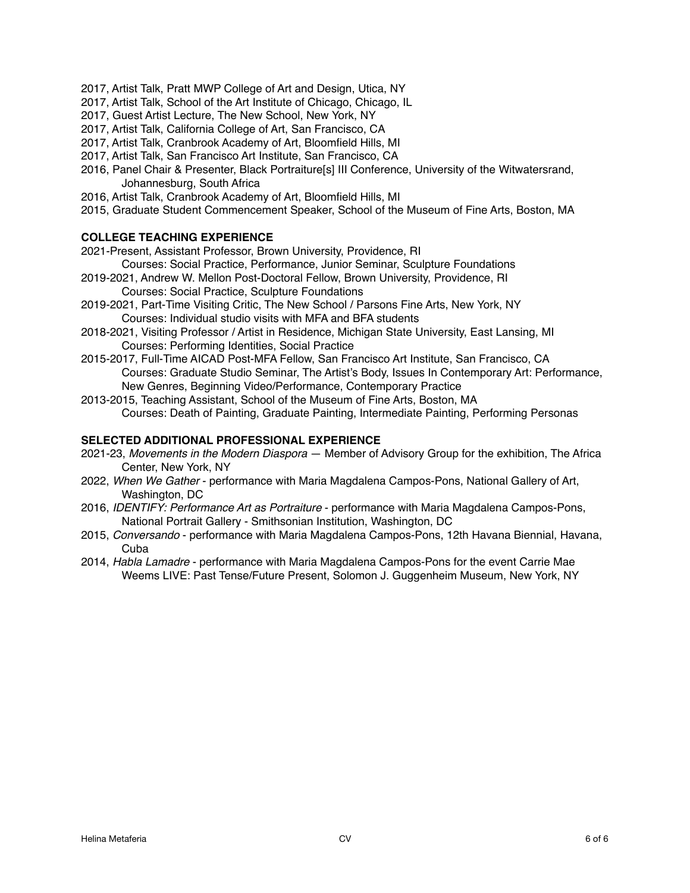2017, Artist Talk, Pratt MWP College of Art and Design, Utica, NY
2017, Artist Talk, School of the Art Institute of Chicago, Chicago, IL
2017, Guest Artist Lecture, The New School, New York, NY
2017, Artist Talk, California College of Art, San Francisco, CA
2017, Artist Talk, Cranbrook Academy of Art, Bloomfield Hills, MI
2017, Artist Talk, San Francisco Art Institute, San Francisco, CA
2016, Panel Chair & Presenter, Black Portraiture[s] III Conference, University of the Witwatersrand, Johannesburg, South Africa
2016, Artist Talk, Cranbrook Academy of Art, Bloomfield Hills, MI
2015, Graduate Student Commencement Speaker, School of the Museum of Fine Arts, Boston, MA

**COLLEGE TEACHING EXPERIENCE**

2021-Present, Assistant Professor, Brown University, Providence, RI
Courses: Social Practice, Performance, Junior Seminar, Sculpture Foundations
2019-2021, Andrew W. Mellon Post-Doctoral Fellow, Brown University, Providence, RI
Courses: Social Practice, Sculpture Foundations
2019-2021, Part-Time Visiting Critic, The New School / Parsons Fine Arts, New York, NY
Courses: Individual studio visits with MFA and BFA students
2018-2021, Visiting Professor / Artist in Residence, Michigan State University, East Lansing, MI
Courses: Performing Identities, Social Practice
2015-2017, Full-Time AICAD Post-MFA Fellow, San Francisco Art Institute, San Francisco, CA
Courses: Graduate Studio Seminar, The Artist's Body, Issues In Contemporary Art: Performance, New Genres, Beginning Video/Performance, Contemporary Practice
2013-2015, Teaching Assistant, School of the Museum of Fine Arts, Boston, MA
Courses: Death of Painting, Graduate Painting, Intermediate Painting, Performing Personas

**SELECTED ADDITIONAL PROFESSIONAL EXPERIENCE**

2021-23, *Movements in the Modern Diaspora* — Member of Advisory Group for the exhibition, The Africa Center, New York, NY
2022, *When We Gather* - performance with Maria Magdalena Campos-Pons, National Gallery of Art, Washington, DC
2016, *IDENTIFY: Performance Art as Portraiture* - performance with Maria Magdalena Campos-Pons, National Portrait Gallery - Smithsonian Institution, Washington, DC
2015, *Conversando* - performance with Maria Magdalena Campos-Pons, 12th Havana Biennial, Havana, Cuba
2014, *Habla Lamadre* - performance with Maria Magdalena Campos-Pons for the event Carrie Mae Weems LIVE: Past Tense/Future Present, Solomon J. Guggenheim Museum, New York, NY